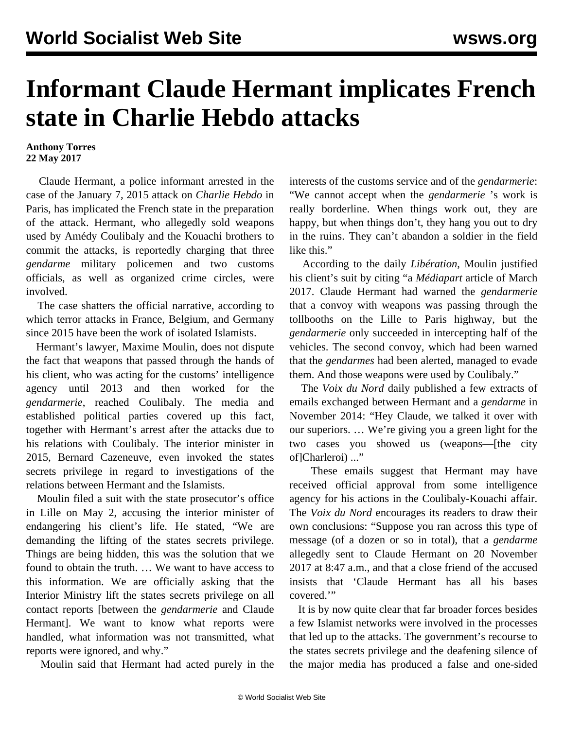# Informant Claude Hermant implicates French state in Charlie Hebdo attacks

**Anthony Torres**
**22 May 2017**

Claude Hermant, a police informant arrested in the case of the January 7, 2015 attack on *Charlie Hebdo* in Paris, has implicated the French state in the preparation of the attack. Hermant, who allegedly sold weapons used by Amédy Coulibaly and the Kouachi brothers to commit the attacks, is reportedly charging that three *gendarme* military policemen and two customs officials, as well as organized crime circles, were involved.

The case shatters the official narrative, according to which terror attacks in France, Belgium, and Germany since 2015 have been the work of isolated Islamists.

Hermant's lawyer, Maxime Moulin, does not dispute the fact that weapons that passed through the hands of his client, who was acting for the customs' intelligence agency until 2013 and then worked for the *gendarmerie*, reached Coulibaly. The media and established political parties covered up this fact, together with Hermant's arrest after the attacks due to his relations with Coulibaly. The interior minister in 2015, Bernard Cazeneuve, even invoked the states secrets privilege in regard to investigations of the relations between Hermant and the Islamists.

Moulin filed a suit with the state prosecutor's office in Lille on May 2, accusing the interior minister of endangering his client's life. He stated, "We are demanding the lifting of the states secrets privilege. Things are being hidden, this was the solution that we found to obtain the truth. … We want to have access to this information. We are officially asking that the Interior Ministry lift the states secrets privilege on all contact reports [between the *gendarmerie* and Claude Hermant]. We want to know what reports were handled, what information was not transmitted, what reports were ignored, and why."

Moulin said that Hermant had acted purely in the interests of the customs service and of the *gendarmerie*: "We cannot accept when the *gendarmerie* 's work is really borderline. When things work out, they are happy, but when things don't, they hang you out to dry in the ruins. They can't abandon a soldier in the field like this."

According to the daily *Libération*, Moulin justified his client's suit by citing "a *Médiapart* article of March 2017. Claude Hermant had warned the *gendarmerie* that a convoy with weapons was passing through the tollbooths on the Lille to Paris highway, but the *gendarmerie* only succeeded in intercepting half of the vehicles. The second convoy, which had been warned that the *gendarmes* had been alerted, managed to evade them. And those weapons were used by Coulibaly."

The *Voix du Nord* daily published a few extracts of emails exchanged between Hermant and a *gendarme* in November 2014: "Hey Claude, we talked it over with our superiors. … We're giving you a green light for the two cases you showed us (weapons—[the city of]Charleroi) ..."

These emails suggest that Hermant may have received official approval from some intelligence agency for his actions in the Coulibaly-Kouachi affair. The *Voix du Nord* encourages its readers to draw their own conclusions: "Suppose you ran across this type of message (of a dozen or so in total), that a *gendarme* allegedly sent to Claude Hermant on 20 November 2017 at 8:47 a.m., and that a close friend of the accused insists that 'Claude Hermant has all his bases covered.'"

It is by now quite clear that far broader forces besides a few Islamist networks were involved in the processes that led up to the attacks. The government's recourse to the states secrets privilege and the deafening silence of the major media has produced a false and one-sided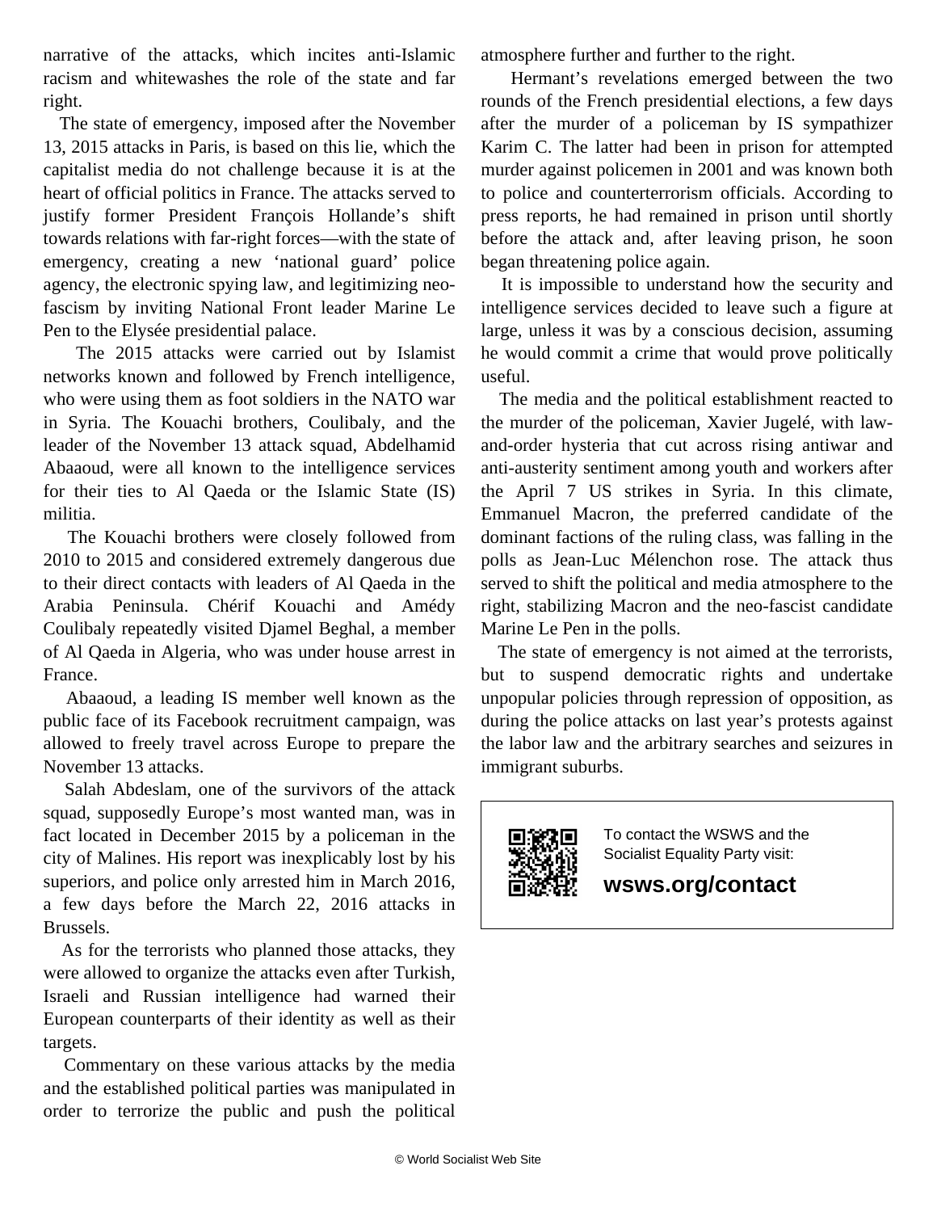narrative of the attacks, which incites anti-Islamic racism and whitewashes the role of the state and far right.

The state of emergency, imposed after the November 13, 2015 attacks in Paris, is based on this lie, which the capitalist media do not challenge because it is at the heart of official politics in France. The attacks served to justify former President François Hollande's shift towards relations with far-right forces—with the state of emergency, creating a new 'national guard' police agency, the electronic spying law, and legitimizing neo-fascism by inviting National Front leader Marine Le Pen to the Elysée presidential palace.

The 2015 attacks were carried out by Islamist networks known and followed by French intelligence, who were using them as foot soldiers in the NATO war in Syria. The Kouachi brothers, Coulibaly, and the leader of the November 13 attack squad, Abdelhamid Abaaoud, were all known to the intelligence services for their ties to Al Qaeda or the Islamic State (IS) militia.

The Kouachi brothers were closely followed from 2010 to 2015 and considered extremely dangerous due to their direct contacts with leaders of Al Qaeda in the Arabia Peninsula. Chérif Kouachi and Amédy Coulibaly repeatedly visited Djamel Beghal, a member of Al Qaeda in Algeria, who was under house arrest in France.

Abaaoud, a leading IS member well known as the public face of its Facebook recruitment campaign, was allowed to freely travel across Europe to prepare the November 13 attacks.

Salah Abdeslam, one of the survivors of the attack squad, supposedly Europe's most wanted man, was in fact located in December 2015 by a policeman in the city of Malines. His report was inexplicably lost by his superiors, and police only arrested him in March 2016, a few days before the March 22, 2016 attacks in Brussels.

As for the terrorists who planned those attacks, they were allowed to organize the attacks even after Turkish, Israeli and Russian intelligence had warned their European counterparts of their identity as well as their targets.

Commentary on these various attacks by the media and the established political parties was manipulated in order to terrorize the public and push the political atmosphere further and further to the right.

Hermant's revelations emerged between the two rounds of the French presidential elections, a few days after the murder of a policeman by IS sympathizer Karim C. The latter had been in prison for attempted murder against policemen in 2001 and was known both to police and counterterrorism officials. According to press reports, he had remained in prison until shortly before the attack and, after leaving prison, he soon began threatening police again.

It is impossible to understand how the security and intelligence services decided to leave such a figure at large, unless it was by a conscious decision, assuming he would commit a crime that would prove politically useful.

The media and the political establishment reacted to the murder of the policeman, Xavier Jugelé, with law-and-order hysteria that cut across rising antiwar and anti-austerity sentiment among youth and workers after the April 7 US strikes in Syria. In this climate, Emmanuel Macron, the preferred candidate of the dominant factions of the ruling class, was falling in the polls as Jean-Luc Mélenchon rose. The attack thus served to shift the political and media atmosphere to the right, stabilizing Macron and the neo-fascist candidate Marine Le Pen in the polls.

The state of emergency is not aimed at the terrorists, but to suspend democratic rights and undertake unpopular policies through repression of opposition, as during the police attacks on last year's protests against the labor law and the arbitrary searches and seizures in immigrant suburbs.

To contact the WSWS and the Socialist Equality Party visit:

**wsws.org/contact**